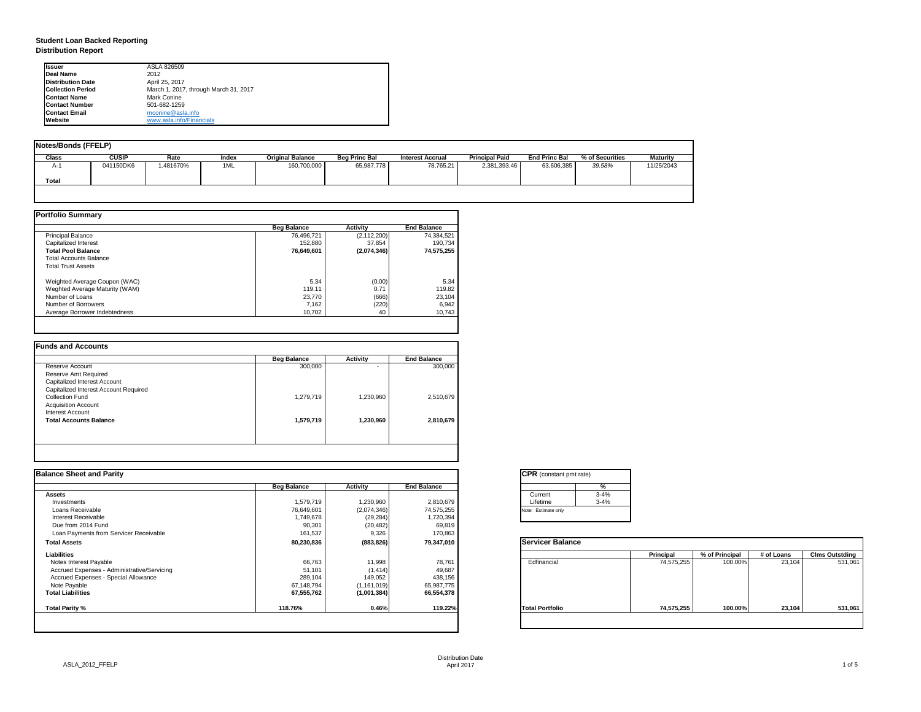# Student Loan Backed Reporting
## Distribution Report

| | |
|---|---|
| **Issuer** | ASLA 826509 |
| **Deal Name** | 2012 |
| **Distribution Date** | April 25, 2017 |
| **Collection Period** | March 1, 2017, through March 31, 2017 |
| **Contact Name** | Mark Conine |
| **Contact Number** | 501-682-1259 |
| **Contact Email** | mconine@asla.info |
| **Website** | www.asla.info/Financials |

### Notes/Bonds (FFELP)

| Class | CUSIP | Rate | Index | Original Balance | Beg Princ Bal | Interest Accrual | Principal Paid | End Princ Bal | % of Securities | Maturity |
|---|---|---|---|---|---|---|---|---|---|---|
| A-1 | 041150DK6 | 1.481670% | 1ML | 160,700,000 | 65,987,778 | 78,765.21 | 2,381,393.46 | 63,606,385 | *39.58%* | 11/25/2043 |
| **Total** | | | | | | | | | | |

### Portfolio Summary

| | Beg Balance | Activity | End Balance |
|---|---|---|---|
| Principal Balance | 76,496,721 | (2,112,200) | 74,384,521 |
| Capitalized Interest | 152,880 | 37,854 | 190,734 |
| **Total Pool Balance** | **76,649,601** | **(2,074,346)** | **74,575,255** |
| Total Accounts Balance | | | |
| Total Trust Assets | | | |
| Weghted Average Coupon (WAC) | 5.34 | (0.00) | 5.34 |
| Weghted Average Maturity (WAM) | 119.11 | 0.71 | 119.82 |
| Number of Loans | 23,770 | (666) | 23,104 |
| Number of Borrowers | 7,162 | (220) | 6,942 |
| Average Borrower Indebtedness | 10,702 | 40 | 10,743 |

### Funds and Accounts

| | Beg Balance | Activity | End Balance |
|---|---|---|---|
| Reserve Account | 300,000 | - | 300,000 |
| Reserve Amt Required | | | |
| Capitalized Interest Account | | | |
| Capitalized Interest Account Required | | | |
| Collection Fund | 1,279,719 | 1,230,960 | 2,510,679 |
| Acquisition Account | | | |
| Interest Account | | | |
| **Total Accounts Balance** | **1,579,719** | **1,230,960** | **2,810,679** |

### Balance Sheet and Parity

| | Beg Balance | Activity | End Balance |
|---|---|---|---|
| **Assets** | | | |
| Investments | 1,579,719 | 1,230,960 | 2,810,679 |
| Loans Receivable | 76,649,601 | (2,074,346) | 74,575,255 |
| Interest Receivable | 1,749,678 | (29,284) | 1,720,394 |
| Due from 2014 Fund | 90,301 | (20,482) | 69,819 |
| Loan Payments from Servicer Receivable | 161,537 | 9,326 | 170,863 |
| **Total Assets** | **80,230,836** | **(883,826)** | **79,347,010** |
| **Liabilities** | | | |
| Notes Interest Payable | 66,763 | 11,998 | 78,761 |
| Accrued Expenses - Administrative/Servicing | 51,101 | (1,414) | 49,687 |
| Accrued Expenses - Special Allowance | 289,104 | 149,052 | 438,156 |
| Note Payable | 67,148,794 | (1,161,019) | 65,987,775 |
| **Total Liabilities** | **67,555,762** | **(1,001,384)** | **66,554,378** |
| **Total Parity %** | **118.76%** | **0.46%** | **119.22%** |

### CPR (constant pmt rate)

| | % |
|---|---|
| Current | 3-4% |
| Lifetime | 3-4% |

Note: Estimate only

### Servicer Balance

| | Principal | % of Principal | # of Loans | Clms Outstding |
|---|---|---|---|---|
| Edfinancial | 74,575,255 | 100.00% | 23,104 | 531,061 |
| **Total Portfolio** | **74,575,255** | **100.00%** | **23,104** | **531,061** |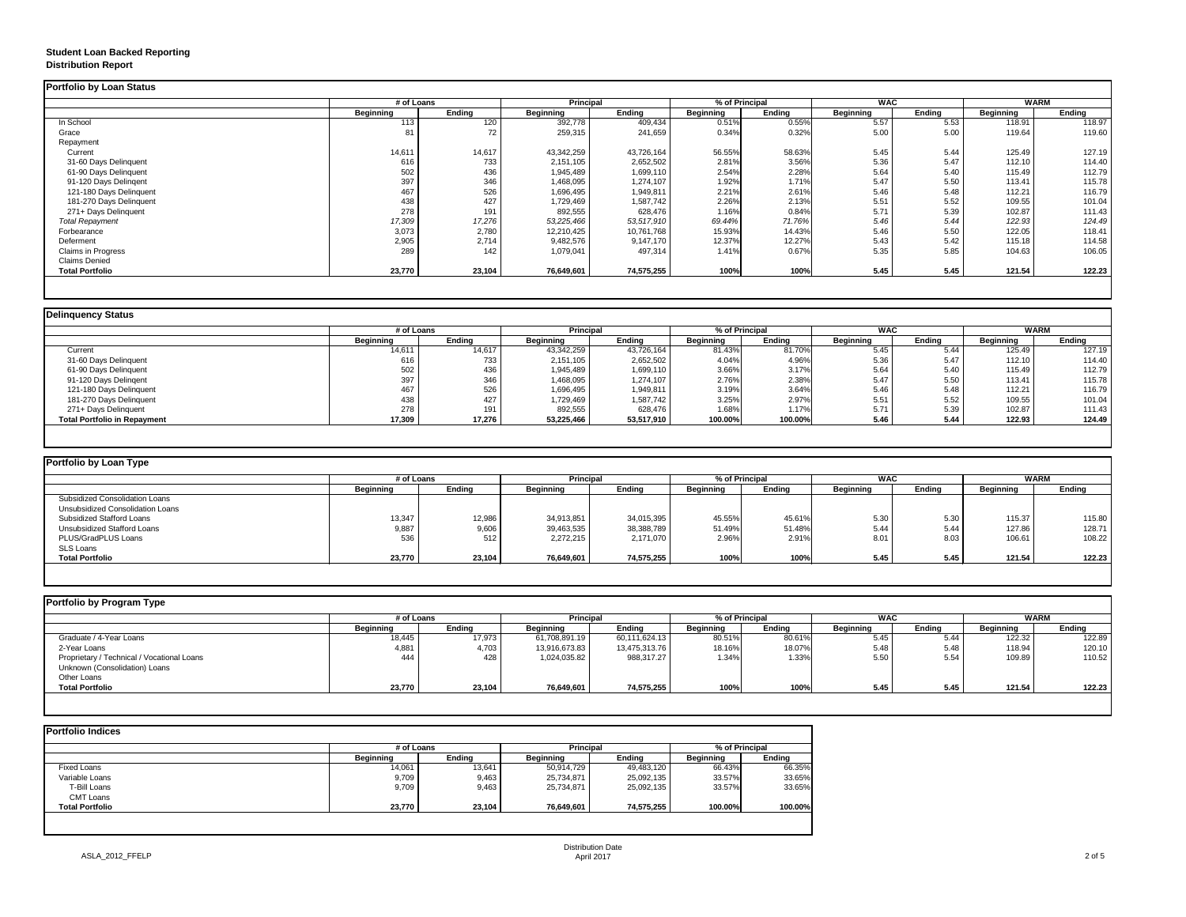# Student Loan Backed Reporting
## Distribution Report

### Portfolio by Loan Status

| | # of Loans | | Principal | | % of Principal | | WAC | | WARM | |
|---|---|---|---|---|---|---|---|---|---|---|
| | Beginning | Ending | Beginning | Ending | Beginning | Ending | Beginning | Ending | Beginning | Ending |
| In School | 113 | 120 | 392,778 | 409,434 | 0.51% | 0.55% | 5.57 | 5.53 | 118.91 | 118.97 |
| Grace | 81 | 72 | 259,315 | 241,659 | 0.34% | 0.32% | 5.00 | 5.00 | 119.64 | 119.60 |
| Repayment | | | | | | | | | | |
| Current | 14,611 | 14,617 | 43,342,259 | 43,726,164 | 56.55% | 58.63% | 5.45 | 5.44 | 125.49 | 127.19 |
| 31-60 Days Delinquent | 616 | 733 | 2,151,105 | 2,652,502 | 2.81% | 3.56% | 5.36 | 5.47 | 112.10 | 114.40 |
| 61-90 Days Delinquent | 502 | 436 | 1,945,489 | 1,699,110 | 2.54% | 2.28% | 5.64 | 5.40 | 115.49 | 112.79 |
| 91-120 Days Delingent | 397 | 346 | 1,468,095 | 1,274,107 | 1.92% | 1.71% | 5.47 | 5.50 | 113.41 | 115.78 |
| 121-180 Days Delinquent | 467 | 526 | 1,696,495 | 1,949,811 | 2.21% | 2.61% | 5.46 | 5.48 | 112.21 | 116.79 |
| 181-270 Days Delinquent | 438 | 427 | 1,729,469 | 1,587,742 | 2.26% | 2.13% | 5.51 | 5.52 | 109.55 | 101.04 |
| 271+ Days Delinquent | 278 | 191 | 892,555 | 628,476 | 1.16% | 0.84% | 5.71 | 5.39 | 102.87 | 111.43 |
| *Total Repayment* | *17,309* | *17,276* | *53,225,466* | *53,517,910* | *69.44%* | *71.76%* | *5.46* | *5.44* | *122.93* | *124.49* |
| Forbearance | 3,073 | 2,780 | 12,210,425 | 10,761,768 | 15.93% | 14.43% | 5.46 | 5.50 | 122.05 | 118.41 |
| Deferment | 2,905 | 2,714 | 9,482,576 | 9,147,170 | 12.37% | 12.27% | 5.43 | 5.42 | 115.18 | 114.58 |
| Claims in Progress | 289 | 142 | 1,079,041 | 497,314 | 1.41% | 0.67% | 5.35 | 5.85 | 104.63 | 106.05 |
| Claims Denied | | | | | | | | | | |
| **Total Portfolio** | **23,770** | **23,104** | **76,649,601** | **74,575,255** | **100%** | **100%** | **5.45** | **5.45** | **121.54** | **122.23** |

### Delinquency Status

| | # of Loans | | Principal | | % of Principal | | WAC | | WARM | |
|---|---|---|---|---|---|---|---|---|---|---|
| | Beginning | Ending | Beginning | Ending | Beginning | Ending | Beginning | Ending | Beginning | Ending |
| Current | 14,611 | 14,617 | 43,342,259 | 43,726,164 | 81.43% | 81.70% | 5.45 | 5.44 | 125.49 | 127.19 |
| 31-60 Days Delinquent | 616 | 733 | 2,151,105 | 2,652,502 | 4.04% | 4.96% | 5.36 | 5.47 | 112.10 | 114.40 |
| 61-90 Days Delinquent | 502 | 436 | 1,945,489 | 1,699,110 | 3.66% | 3.17% | 5.64 | 5.40 | 115.49 | 112.79 |
| 91-120 Days Delingent | 397 | 346 | 1,468,095 | 1,274,107 | 2.76% | 2.38% | 5.47 | 5.50 | 113.41 | 115.78 |
| 121-180 Days Delinquent | 467 | 526 | 1,696,495 | 1,949,811 | 3.19% | 3.64% | 5.46 | 5.48 | 112.21 | 116.79 |
| 181-270 Days Delinquent | 438 | 427 | 1,729,469 | 1,587,742 | 3.25% | 2.97% | 5.51 | 5.52 | 109.55 | 101.04 |
| 271+ Days Delinquent | 278 | 191 | 892,555 | 628,476 | 1.68% | 1.17% | 5.71 | 5.39 | 102.87 | 111.43 |
| **Total Portfolio in Repayment** | **17,309** | **17,276** | **53,225,466** | **53,517,910** | **100.00%** | **100.00%** | **5.46** | **5.44** | **122.93** | **124.49** |

### Portfolio by Loan Type

| | # of Loans | | Principal | | % of Principal | | WAC | | WARM | |
|---|---|---|---|---|---|---|---|---|---|---|
| | Beginning | Ending | Beginning | Ending | Beginning | Ending | Beginning | Ending | Beginning | Ending |
| Subsidized Consolidation Loans | | | | | | | | | | |
| Unsubsidized Consolidation Loans | | | | | | | | | | |
| Subsidized Stafford Loans | 13,347 | 12,986 | 34,913,851 | 34,015,395 | 45.55% | 45.61% | 5.30 | 5.30 | 115.37 | 115.80 |
| Unsubsidized Stafford Loans | 9,887 | 9,606 | 39,463,535 | 38,388,789 | 51.49% | 51.48% | 5.44 | 5.44 | 127.86 | 128.71 |
| PLUS/GradPLUS Loans | 536 | 512 | 2,272,215 | 2,171,070 | 2.96% | 2.91% | 8.01 | 8.03 | 106.61 | 108.22 |
| SLS Loans | | | | | | | | | | |
| **Total Portfolio** | **23,770** | **23,104** | **76,649,601** | **74,575,255** | **100%** | **100%** | **5.45** | **5.45** | **121.54** | **122.23** |

### Portfolio by Program Type

| | # of Loans | | Principal | | % of Principal | | WAC | | WARM | |
|---|---|---|---|---|---|---|---|---|---|---|
| | Beginning | Ending | Beginning | Ending | Beginning | Ending | Beginning | Ending | Beginning | Ending |
| Graduate / 4-Year Loans | 18,445 | 17,973 | 61,708,891.19 | 60,111,624.13 | 80.51% | 80.61% | 5.45 | 5.44 | 122.32 | 122.89 |
| 2-Year Loans | 4,881 | 4,703 | 13,916,673.83 | 13,475,313.76 | 18.16% | 18.07% | 5.48 | 5.48 | 118.94 | 120.10 |
| Proprietary / Technical / Vocational Loans | 444 | 428 | 1,024,035.82 | 988,317.27 | 1.34% | 1.33% | 5.50 | 5.54 | 109.89 | 110.52 |
| Unknown (Consolidation) Loans | | | | | | | | | | |
| Other Loans | | | | | | | | | | |
| **Total Portfolio** | **23,770** | **23,104** | **76,649,601** | **74,575,255** | **100%** | **100%** | **5.45** | **5.45** | **121.54** | **122.23** |

### Portfolio Indices

| | # of Loans | | Principal | | % of Principal | |
|---|---|---|---|---|---|---|
| | Beginning | Ending | Beginning | Ending | Beginning | Ending |
| Fixed Loans | 14,061 | 13,641 | 50,914,729 | 49,483,120 | 66.43% | 66.35% |
| Variable Loans | 9,709 | 9,463 | 25,734,871 | 25,092,135 | 33.57% | 33.65% |
| T-Bill Loans | 9,709 | 9,463 | 25,734,871 | 25,092,135 | 33.57% | 33.65% |
| CMT Loans | | | | | | |
| **Total Portfolio** | **23,770** | **23,104** | **76,649,601** | **74,575,255** | **100.00%** | **100.00%** |

ASLA_2012_FFELP

Distribution Date
April 2017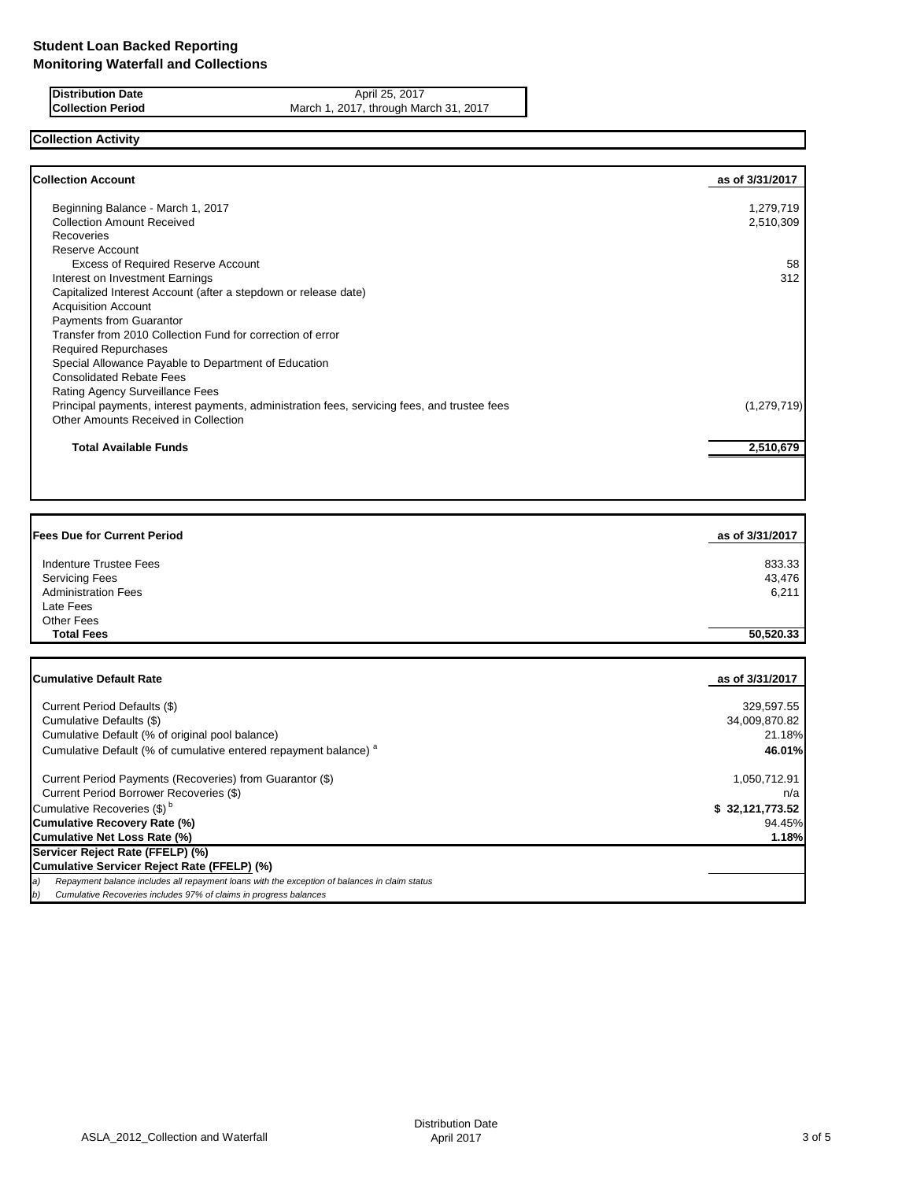# Student Loan Backed Reporting
## Monitoring Waterfall and Collections

| | |
|---|---|
| **Distribution Date** | April 25, 2017 |
| **Collection Period** | March 1, 2017, through March 31, 2017 |

## Collection Activity

| **Collection Account** | **as of 3/31/2017** |
|---|---|
| Beginning Balance - March 1, 2017 | 1,279,719 |
| Collection Amount Received | 2,510,309 |
| Recoveries | |
| Reserve Account | |
| Excess of Required Reserve Account | 58 |
| Interest on Investment Earnings | 312 |
| Capitalized Interest Account (after a stepdown or release date) | |
| Acquisition Account | |
| Payments from Guarantor | |
| Transfer from 2010 Collection Fund for correction of error | |
| Required Repurchases | |
| Special Allowance Payable to Department of Education | |
| Consolidated Rebate Fees | |
| Rating Agency Surveillance Fees | |
| Principal payments, interest payments, administration fees, servicing fees, and trustee fees | (1,279,719) |
| Other Amounts Received in Collection | |
| **Total Available Funds** | **2,510,679** |

| **Fees Due for Current Period** | **as of 3/31/2017** |
|---|---|
| Indenture Trustee Fees | 833.33 |
| Servicing Fees | 43,476 |
| Administration Fees | 6,211 |
| Late Fees | |
| Other Fees | |
| **Total Fees** | **50,520.33** |

| **Cumulative Default Rate** | **as of 3/31/2017** |
|---|---|
| Current Period Defaults ($) | 329,597.55 |
| Cumulative Defaults ($) | 34,009,870.82 |
| Cumulative Default (% of original pool balance) | 21.18% |
| Cumulative Default (% of cumulative entered repayment balance) [a] | **46.01%** |
| Current Period Payments (Recoveries) from Guarantor ($) | 1,050,712.91 |
| Current Period Borrower Recoveries ($) | n/a |
| Cumulative Recoveries ($) [b] | **$ 32,121,773.52** |
| **Cumulative Recovery Rate (%)** | 94.45% |
| **Cumulative Net Loss Rate (%)** | **1.18%** |
| **Servicer Reject Rate (FFELP) (%)** | |
| **Cumulative Servicer Reject Rate (FFELP) (%)** | |

*a) Repayment balance includes all repayment loans with the exception of balances in claim status*

*b) Cumulative Recoveries includes 97% of claims in progress balances*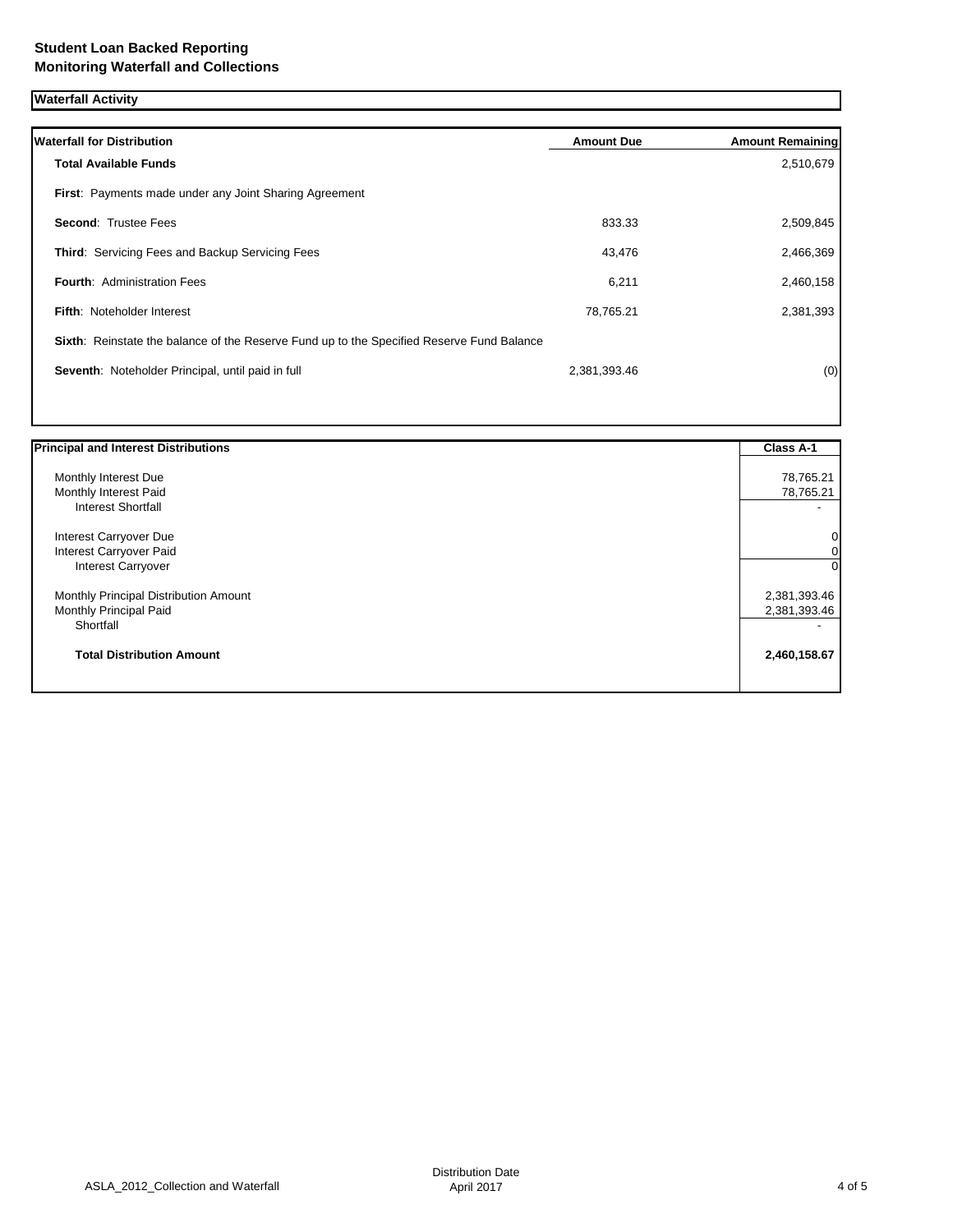**Student Loan Backed Reporting**
**Monitoring Waterfall and Collections**

## Waterfall Activity

| Waterfall for Distribution | Amount Due | Amount Remaining |
|---|---|---|
| **Total Available Funds** | | 2,510,679 |
| **First**: Payments made under any Joint Sharing Agreement | | |
| **Second**: Trustee Fees | 833.33 | 2,509,845 |
| **Third**: Servicing Fees and Backup Servicing Fees | 43,476 | 2,466,369 |
| **Fourth**: Administration Fees | 6,211 | 2,460,158 |
| **Fifth**: Noteholder Interest | 78,765.21 | 2,381,393 |
| **Sixth**: Reinstate the balance of the Reserve Fund up to the Specified Reserve Fund Balance | | |
| **Seventh**: Noteholder Principal, until paid in full | 2,381,393.46 | (0) |

| Principal and Interest Distributions | Class A-1 |
|---|---|
| Monthly Interest Due | 78,765.21 |
| Monthly Interest Paid | 78,765.21 |
| Interest Shortfall | - |
| Interest Carryover Due | 0 |
| Interest Carryover Paid | 0 |
| Interest Carryover | 0 |
| Monthly Principal Distribution Amount | 2,381,393.46 |
| Monthly Principal Paid | 2,381,393.46 |
| Shortfall | - |
| **Total Distribution Amount** | **2,460,158.67** |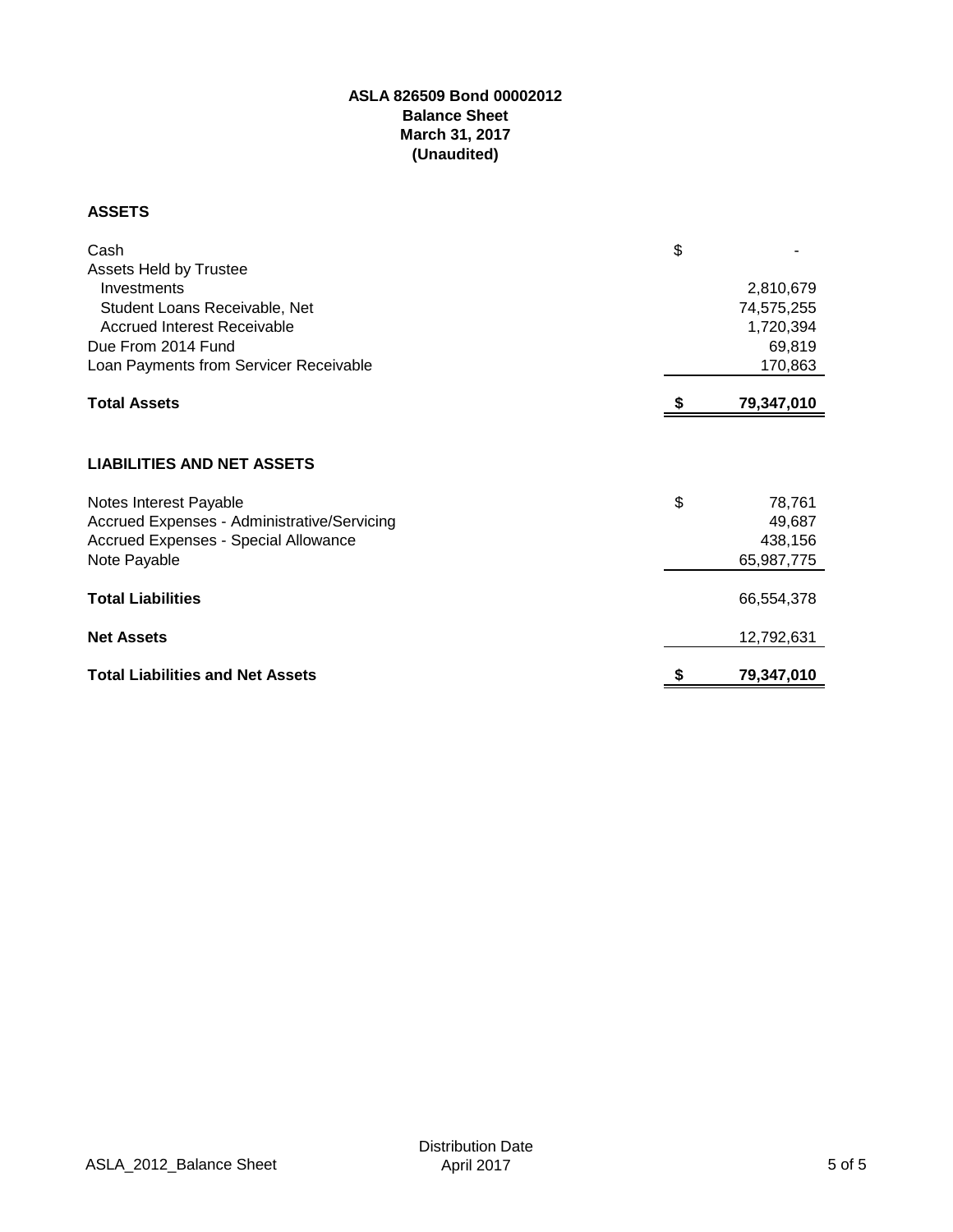**ASLA 826509 Bond 00002012**
**Balance Sheet**
**March 31, 2017**
**(Unaudited)**

## ASSETS

| | | |
|---|---|---|
| Cash | $ | - |
| Assets Held by Trustee | | |
| Investments | | 2,810,679 |
| Student Loans Receivable, Net | | 74,575,255 |
| Accrued Interest Receivable | | 1,720,394 |
| Due From 2014 Fund | | 69,819 |
| Loan Payments from Servicer Receivable | | 170,863 |
| **Total Assets** | **$** | **79,347,010** |

## LIABILITIES AND NET ASSETS

| | | |
|---|---|---|
| Notes Interest Payable | $ | 78,761 |
| Accrued Expenses - Administrative/Servicing | | 49,687 |
| Accrued Expenses - Special Allowance | | 438,156 |
| Note Payable | | 65,987,775 |
| **Total Liabilities** | | 66,554,378 |
| **Net Assets** | | 12,792,631 |
| **Total Liabilities and Net Assets** | **$** | **79,347,010** |

ASLA_2012_Balance Sheet

Distribution Date
April 2017